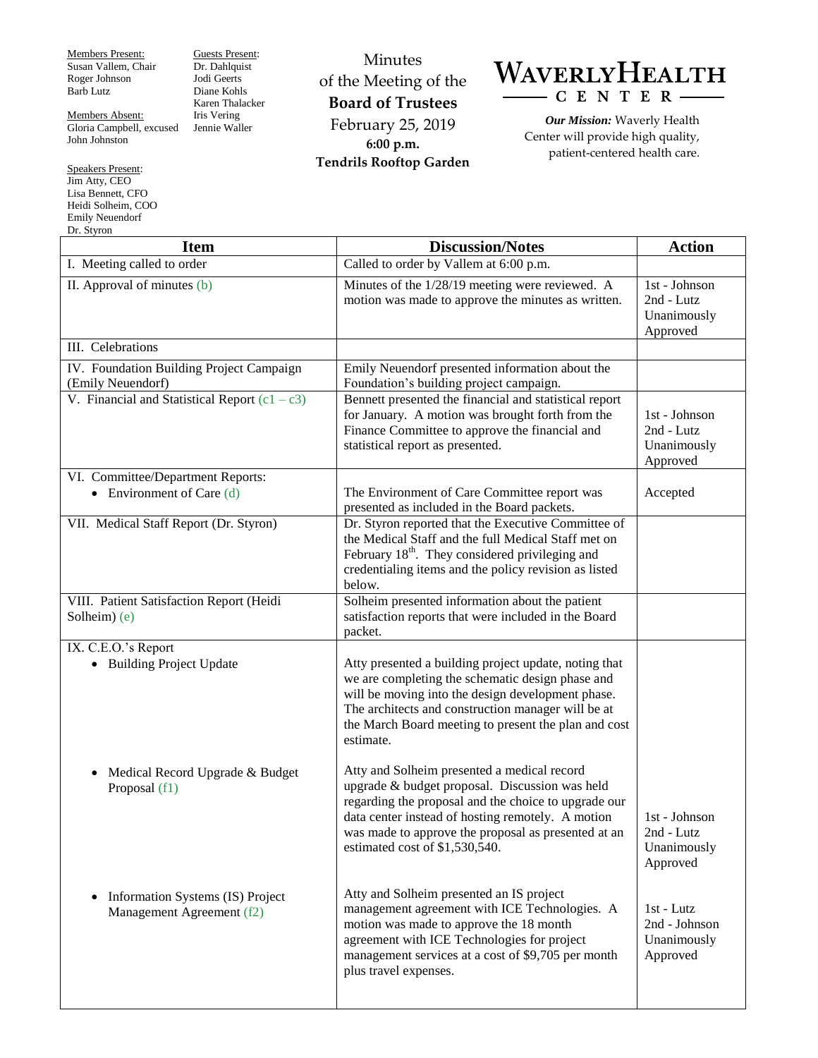Members Present:
Susan Vallem, Chair
Roger Johnson
Barb Lutz

Members Absent:
Gloria Campbell, excused
John Johnston

Speakers Present:
Jim Atty, CEO
Lisa Bennett, CFO
Heidi Solheim, COO
Emily Neuendorf
Dr. Styron

Guests Present:
Dr. Dahlquist
Jodi Geerts
Diane Kohls
Karen Thalacker
Iris Vering
Jennie Waller

Minutes
of the Meeting of the
**Board of Trustees**
February 25, 2019
**6:00 p.m.**
**Tendrils Rooftop Garden**

**WAVERLYHEALTH CENTER**

***Our Mission:*** Waverly Health Center will provide high quality, patient-centered health care.

| Item | Discussion/Notes | Action |
|---|---|---|
| I. Meeting called to order | Called to order by Vallem at 6:00 p.m. | |
| II. Approval of minutes (b) | Minutes of the 1/28/19 meeting were reviewed. A motion was made to approve the minutes as written. | 1st - Johnson<br>2nd - Lutz<br>Unanimously Approved |
| III. Celebrations | | |
| IV. Foundation Building Project Campaign (Emily Neuendorf) | Emily Neuendorf presented information about the Foundation's building project campaign. | |
| V. Financial and Statistical Report (c1 – c3) | Bennett presented the financial and statistical report for January. A motion was brought forth from the Finance Committee to approve the financial and statistical report as presented. | 1st - Johnson<br>2nd - Lutz<br>Unanimously Approved |
| VI. Committee/Department Reports:<br>• Environment of Care (d) | The Environment of Care Committee report was presented as included in the Board packets. | Accepted |
| VII. Medical Staff Report (Dr. Styron) | Dr. Styron reported that the Executive Committee of the Medical Staff and the full Medical Staff met on February 18th. They considered privileging and credentialing items and the policy revision as listed below. | |
| VIII. Patient Satisfaction Report (Heidi Solheim) (e) | Solheim presented information about the patient satisfaction reports that were included in the Board packet. | |
| IX. C.E.O.'s Report<br>• Building Project Update | Atty presented a building project update, noting that we are completing the schematic design phase and will be moving into the design development phase. The architects and construction manager will be at the March Board meeting to present the plan and cost estimate. | |
| • Medical Record Upgrade & Budget Proposal (f1) | Atty and Solheim presented a medical record upgrade & budget proposal. Discussion was held regarding the proposal and the choice to upgrade our data center instead of hosting remotely. A motion was made to approve the proposal as presented at an estimated cost of $1,530,540. | 1st - Johnson<br>2nd - Lutz<br>Unanimously Approved |
| • Information Systems (IS) Project Management Agreement (f2) | Atty and Solheim presented an IS project management agreement with ICE Technologies. A motion was made to approve the 18 month agreement with ICE Technologies for project management services at a cost of $9,705 per month plus travel expenses. | 1st - Lutz<br>2nd - Johnson<br>Unanimously Approved |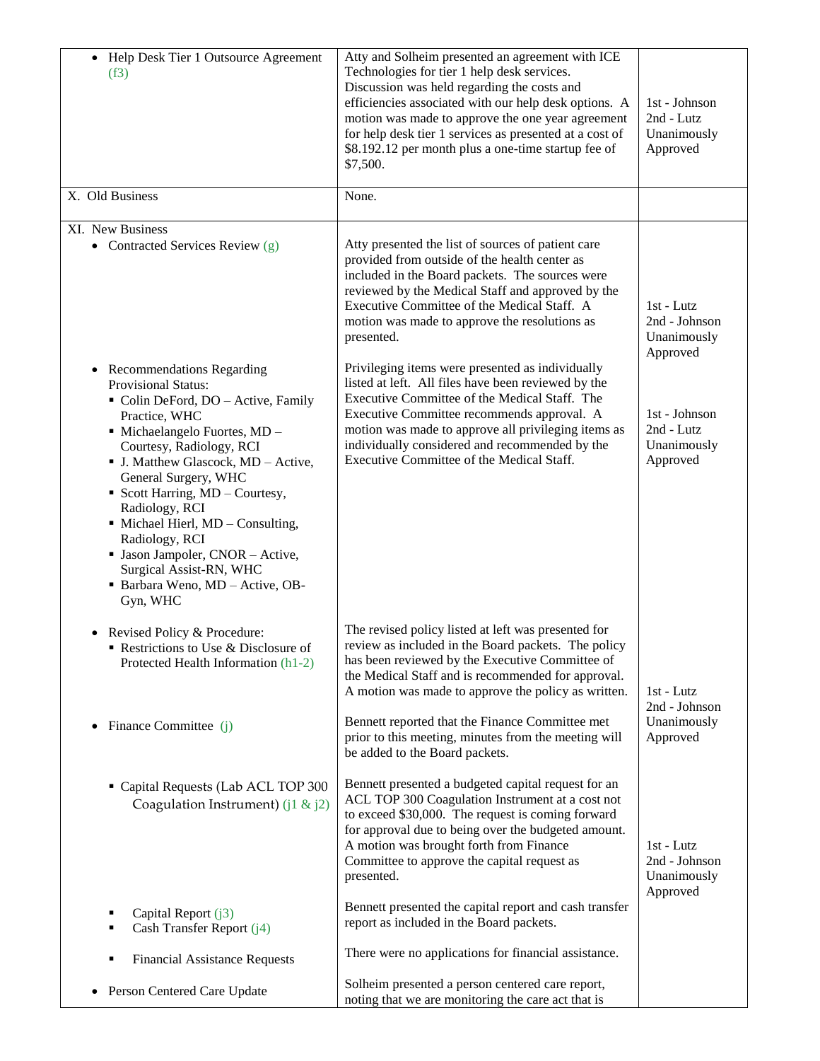| | | |
|---|---|---|
| • Help Desk Tier 1 Outsource Agreement (f3) | Atty and Solheim presented an agreement with ICE Technologies for tier 1 help desk services. Discussion was held regarding the costs and efficiencies associated with our help desk options. A motion was made to approve the one year agreement for help desk tier 1 services as presented at a cost of $8.192.12 per month plus a one-time startup fee of $7,500. | 1st - Johnson<br>2nd - Lutz<br>Unanimously Approved |
| X. Old Business | None. | |
| XI. New Business<br>• Contracted Services Review (g) | Atty presented the list of sources of patient care provided from outside of the health center as included in the Board packets. The sources were reviewed by the Medical Staff and approved by the Executive Committee of the Medical Staff. A motion was made to approve the resolutions as presented. | 1st - Lutz<br>2nd - Johnson<br>Unanimously Approved |
| • Recommendations Regarding Provisional Status:<br>▪ Colin DeFord, DO – Active, Family Practice, WHC<br>▪ Michaelangelo Fuertes, MD – Courtesy, Radiology, RCI<br>▪ J. Matthew Glascock, MD – Active, General Surgery, WHC<br>▪ Scott Harring, MD – Courtesy, Radiology, RCI<br>▪ Michael Hierl, MD – Consulting, Radiology, RCI<br>▪ Jason Jampoler, CNOR – Active, Surgical Assist-RN, WHC<br>▪ Barbara Weno, MD – Active, OB-Gyn, WHC | Privileging items were presented as individually listed at left. All files have been reviewed by the Executive Committee of the Medical Staff. The Executive Committee recommends approval. A motion was made to approve all privileging items as individually considered and recommended by the Executive Committee of the Medical Staff. | 1st - Johnson<br>2nd - Lutz<br>Unanimously Approved |
| • Revised Policy & Procedure:<br>▪ Restrictions to Use & Disclosure of Protected Health Information (h1-2) | The revised policy listed at left was presented for review as included in the Board packets. The policy has been reviewed by the Executive Committee of the Medical Staff and is recommended for approval. A motion was made to approve the policy as written. | 1st - Lutz<br>2nd - Johnson<br>Unanimously Approved |
| • Finance Committee (j) | Bennett reported that the Finance Committee met prior to this meeting, minutes from the meeting will be added to the Board packets. | |
| ▪ Capital Requests (Lab ACL TOP 300 Coagulation Instrument) (j1 & j2) | Bennett presented a budgeted capital request for an ACL TOP 300 Coagulation Instrument at a cost not to exceed $30,000. The request is coming forward for approval due to being over the budgeted amount. A motion was brought forth from Finance Committee to approve the capital request as presented. | 1st - Lutz<br>2nd - Johnson<br>Unanimously Approved |
| ▪ Capital Report (j3)<br>▪ Cash Transfer Report (j4) | Bennett presented the capital report and cash transfer report as included in the Board packets. | |
| ▪ Financial Assistance Requests | There were no applications for financial assistance. | |
| • Person Centered Care Update | Solheim presented a person centered care report, noting that we are monitoring the care act that is | |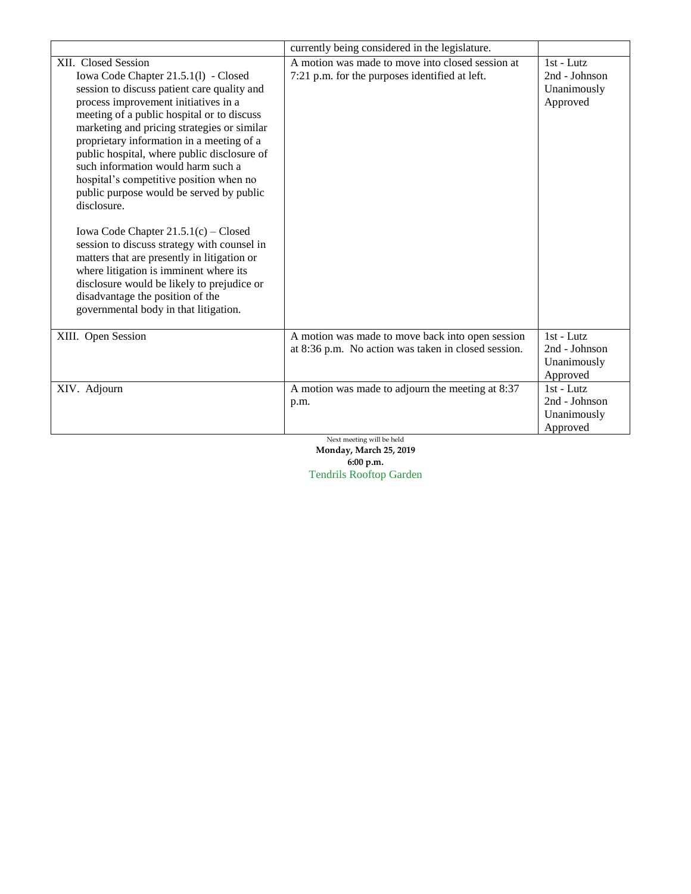| | | |
|---|---|---|
| | currently being considered in the legislature. | |
| XII. Closed Session<br>Iowa Code Chapter 21.5.1(l) - Closed session to discuss patient care quality and process improvement initiatives in a meeting of a public hospital or to discuss marketing and pricing strategies or similar proprietary information in a meeting of a public hospital, where public disclosure of such information would harm such a hospital's competitive position when no public purpose would be served by public disclosure.<br><br>Iowa Code Chapter 21.5.1(c) – Closed session to discuss strategy with counsel in matters that are presently in litigation or where litigation is imminent where its disclosure would be likely to prejudice or disadvantage the position of the governmental body in that litigation. | A motion was made to move into closed session at 7:21 p.m. for the purposes identified at left. | 1st - Lutz<br>2nd - Johnson<br>Unanimously Approved |
| XIII. Open Session | A motion was made to move back into open session at 8:36 p.m. No action was taken in closed session. | 1st - Lutz<br>2nd - Johnson<br>Unanimously Approved |
| XIV. Adjourn | A motion was made to adjourn the meeting at 8:37 p.m. | 1st - Lutz<br>2nd - Johnson<br>Unanimously Approved |

Next meeting will be held
**Monday, March 25, 2019**
**6:00 p.m.**
Tendrils Rooftop Garden